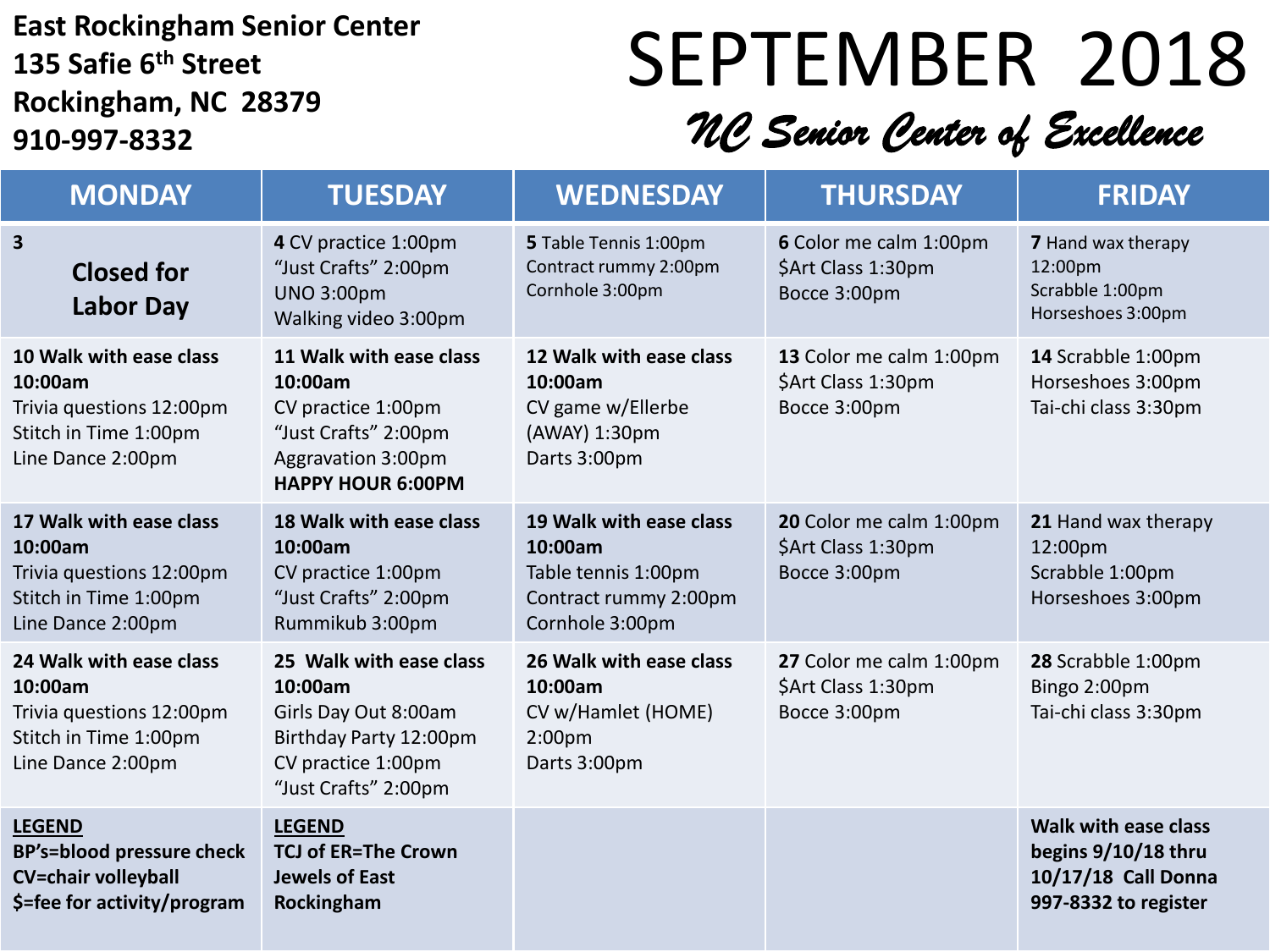**East Rockingham Senior Center**
**135 Safie 6th Street**
**Rockingham, NC 28379**
**910-997-8332**

# SEPTEMBER 2018

*NC Senior Center of Excellence*

| MONDAY | TUESDAY | WEDNESDAY | THURSDAY | FRIDAY |
|---|---|---|---|---|
| **3** **Closed for Labor Day** | **4** CV practice 1:00pm<br>"Just Crafts" 2:00pm<br>UNO 3:00pm<br>Walking video 3:00pm | **5** Table Tennis 1:00pm<br>Contract rummy 2:00pm<br>Cornhole 3:00pm | **6** Color me calm 1:00pm<br>$Art Class 1:30pm<br>Bocce 3:00pm | **7** Hand wax therapy 12:00pm<br>Scrabble 1:00pm<br>Horseshoes 3:00pm |
| **10 Walk with ease class 10:00am**<br>Trivia questions 12:00pm<br>Stitch in Time 1:00pm<br>Line Dance 2:00pm | **11 Walk with ease class 10:00am**<br>CV practice 1:00pm<br>"Just Crafts" 2:00pm<br>Aggravation 3:00pm<br>**HAPPY HOUR 6:00PM** | **12 Walk with ease class 10:00am**<br>CV game w/Ellerbe (AWAY) 1:30pm<br>Darts 3:00pm | **13** Color me calm 1:00pm<br>$Art Class 1:30pm<br>Bocce 3:00pm | **14** Scrabble 1:00pm<br>Horseshoes 3:00pm<br>Tai-chi class 3:30pm |
| **17 Walk with ease class 10:00am**<br>Trivia questions 12:00pm<br>Stitch in Time 1:00pm<br>Line Dance 2:00pm | **18 Walk with ease class 10:00am**<br>CV practice 1:00pm<br>"Just Crafts" 2:00pm<br>Rummikub 3:00pm | **19 Walk with ease class 10:00am**<br>Table tennis 1:00pm<br>Contract rummy 2:00pm<br>Cornhole 3:00pm | **20** Color me calm 1:00pm<br>$Art Class 1:30pm<br>Bocce 3:00pm | **21** Hand wax therapy 12:00pm<br>Scrabble 1:00pm<br>Horseshoes 3:00pm |
| **24 Walk with ease class 10:00am**<br>Trivia questions 12:00pm<br>Stitch in Time 1:00pm<br>Line Dance 2:00pm | **25 Walk with ease class 10:00am**<br>Girls Day Out 8:00am<br>Birthday Party 12:00pm<br>CV practice 1:00pm<br>"Just Crafts" 2:00pm | **26 Walk with ease class 10:00am**<br>CV w/Hamlet (HOME) 2:00pm<br>Darts 3:00pm | **27** Color me calm 1:00pm<br>$Art Class 1:30pm<br>Bocce 3:00pm | **28** Scrabble 1:00pm<br>Bingo 2:00pm<br>Tai-chi class 3:30pm |
| **LEGEND**<br>**BP's=blood pressure check**<br>**CV=chair volleyball**<br>**$=fee for activity/program** | **LEGEND**<br>**TCJ of ER=The Crown Jewels of East Rockingham** | | | **Walk with ease class begins 9/10/18 thru 10/17/18 Call Donna 997-8332 to register** |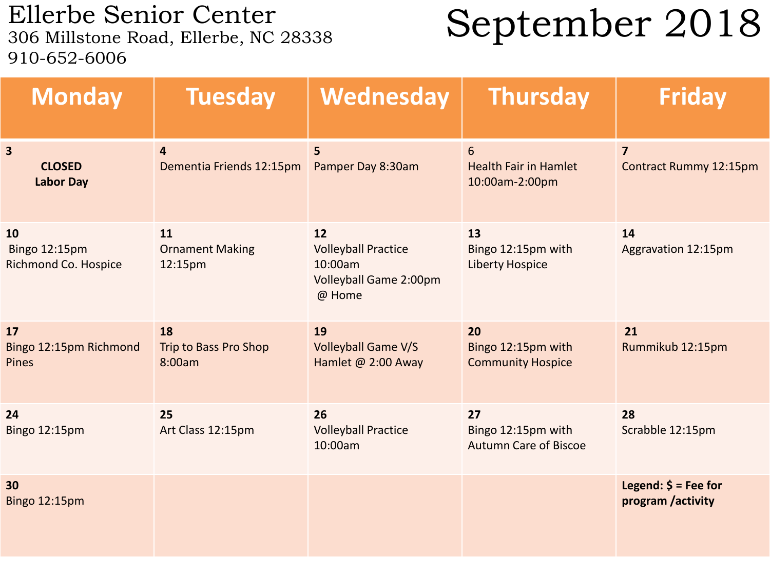# Ellerbe Senior Center

306 Millstone Road, Ellerbe, NC 28338
910-652-6006

# September 2018

| Monday | Tuesday | Wednesday | Thursday | Friday |
|---|---|---|---|---|
| 3<br>**CLOSED**<br>**Labor Day** | 4<br>Dementia Friends 12:15pm | 5<br>Pamper Day 8:30am | 6<br>Health Fair in Hamlet 10:00am-2:00pm | 7<br>Contract Rummy 12:15pm |
| 10<br>Bingo 12:15pm Richmond Co. Hospice | 11<br>Ornament Making 12:15pm | 12<br>Volleyball Practice 10:00am<br>Volleyball Game 2:00pm @ Home | 13<br>Bingo 12:15pm with Liberty Hospice | 14<br>Aggravation 12:15pm |
| 17<br>Bingo 12:15pm Richmond Pines | 18<br>Trip to Bass Pro Shop 8:00am | 19<br>Volleyball Game V/S Hamlet @ 2:00 Away | 20<br>Bingo 12:15pm with Community Hospice | 21<br>Rummikub 12:15pm |
| 24<br>Bingo 12:15pm | 25<br>Art Class 12:15pm | 26<br>Volleyball Practice 10:00am | 27<br>Bingo 12:15pm with Autumn Care of Biscoe | 28<br>Scrabble 12:15pm |
| 30<br>Bingo 12:15pm | | | | **Legend: $ = Fee for program /activity** |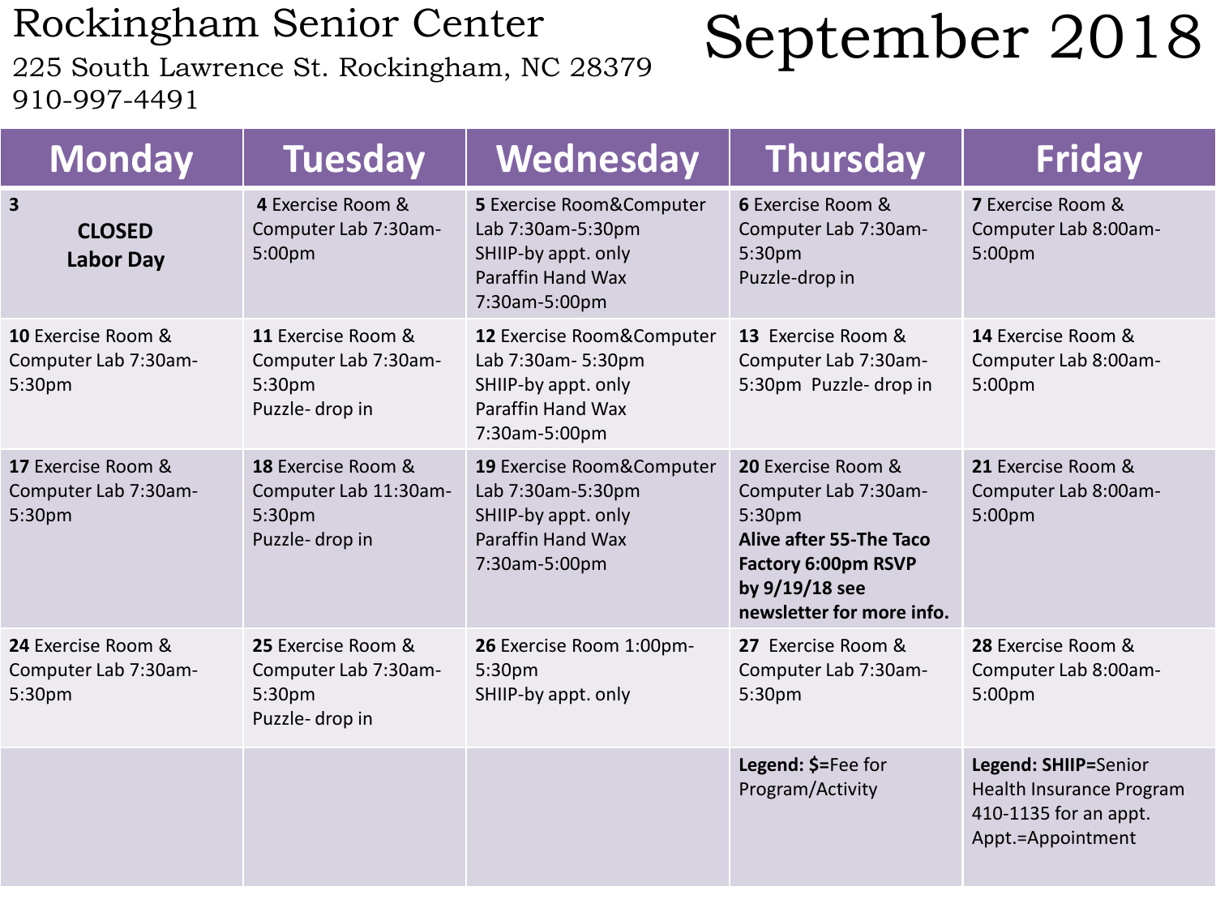# Rockingham Senior Center

225 South Lawrence St. Rockingham, NC 28379
910-997-4491

# September 2018

| Monday | Tuesday | Wednesday | Thursday | Friday |
|---|---|---|---|---|
| **3** **CLOSED Labor Day** | **4** Exercise Room & Computer Lab 7:30am-5:00pm | **5** Exercise Room&Computer Lab 7:30am-5:30pm SHIIP-by appt. only Paraffin Hand Wax 7:30am-5:00pm | **6** Exercise Room & Computer Lab 7:30am-5:30pm Puzzle-drop in | **7** Exercise Room & Computer Lab 8:00am-5:00pm |
| **10** Exercise Room & Computer Lab 7:30am-5:30pm | **11** Exercise Room & Computer Lab 7:30am-5:30pm Puzzle- drop in | **12** Exercise Room&Computer Lab 7:30am- 5:30pm SHIIP-by appt. only Paraffin Hand Wax 7:30am-5:00pm | **13** Exercise Room & Computer Lab 7:30am-5:30pm Puzzle- drop in | **14** Exercise Room & Computer Lab 8:00am-5:00pm |
| **17** Exercise Room & Computer Lab 7:30am-5:30pm | **18** Exercise Room & Computer Lab 11:30am-5:30pm Puzzle- drop in | **19** Exercise Room&Computer Lab 7:30am-5:30pm SHIIP-by appt. only Paraffin Hand Wax 7:30am-5:00pm | **20** Exercise Room & Computer Lab 7:30am-5:30pm **Alive after 55-The Taco Factory 6:00pm RSVP by 9/19/18 see newsletter for more info.** | **21** Exercise Room & Computer Lab 8:00am-5:00pm |
| **24** Exercise Room & Computer Lab 7:30am-5:30pm | **25** Exercise Room & Computer Lab 7:30am-5:30pm Puzzle- drop in | **26** Exercise Room 1:00pm-5:30pm SHIIP-by appt. only | **27** Exercise Room & Computer Lab 7:30am-5:30pm | **28** Exercise Room & Computer Lab 8:00am-5:00pm |
| | | | **Legend: $=**Fee for Program/Activity | **Legend: SHIIP=**Senior Health Insurance Program 410-1135 for an appt. Appt.=Appointment |